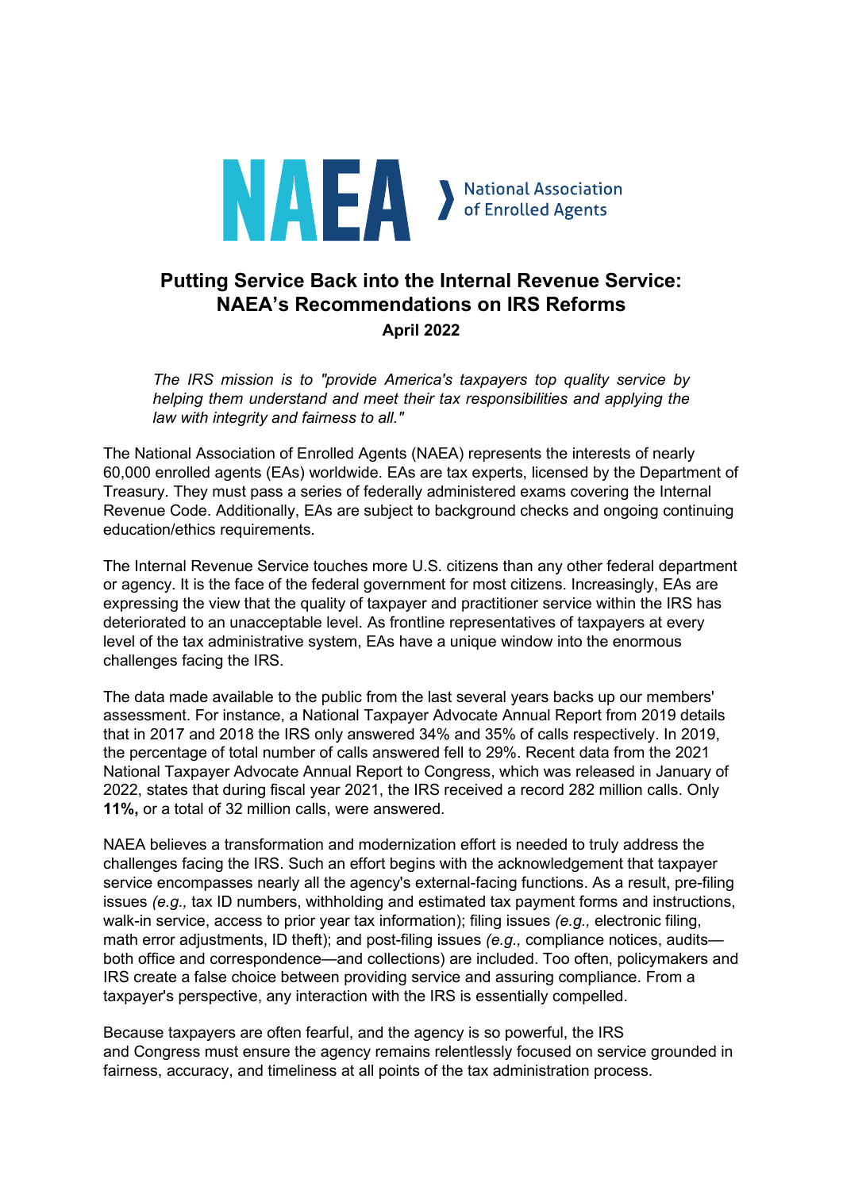NAEA National Association of Enrolled Agents

# Putting Service Back into the Internal Revenue Service: NAEA's Recommendations on IRS Reforms

**April 2022**

> *The IRS mission is to "provide America's taxpayers top quality service by helping them understand and meet their tax responsibilities and applying the law with integrity and fairness to all."*

The National Association of Enrolled Agents (NAEA) represents the interests of nearly 60,000 enrolled agents (EAs) worldwide. EAs are tax experts, licensed by the Department of Treasury. They must pass a series of federally administered exams covering the Internal Revenue Code. Additionally, EAs are subject to background checks and ongoing continuing education/ethics requirements.

The Internal Revenue Service touches more U.S. citizens than any other federal department or agency. It is the face of the federal government for most citizens. Increasingly, EAs are expressing the view that the quality of taxpayer and practitioner service within the IRS has deteriorated to an unacceptable level. As frontline representatives of taxpayers at every level of the tax administrative system, EAs have a unique window into the enormous challenges facing the IRS.

The data made available to the public from the last several years backs up our members' assessment. For instance, a National Taxpayer Advocate Annual Report from 2019 details that in 2017 and 2018 the IRS only answered 34% and 35% of calls respectively. In 2019, the percentage of total number of calls answered fell to 29%. Recent data from the 2021 National Taxpayer Advocate Annual Report to Congress, which was released in January of 2022, states that during fiscal year 2021, the IRS received a record 282 million calls. Only **11%,** or a total of 32 million calls, were answered.

NAEA believes a transformation and modernization effort is needed to truly address the challenges facing the IRS. Such an effort begins with the acknowledgement that taxpayer service encompasses nearly all the agency's external-facing functions. As a result, pre-filing issues *(e.g.,* tax ID numbers, withholding and estimated tax payment forms and instructions, walk-in service, access to prior year tax information); filing issues *(e.g.,* electronic filing, math error adjustments, ID theft); and post-filing issues *(e.g.,* compliance notices, audits—both office and correspondence—and collections) are included. Too often, policymakers and IRS create a false choice between providing service and assuring compliance. From a taxpayer's perspective, any interaction with the IRS is essentially compelled.

Because taxpayers are often fearful, and the agency is so powerful, the IRS and Congress must ensure the agency remains relentlessly focused on service grounded in fairness, accuracy, and timeliness at all points of the tax administration process.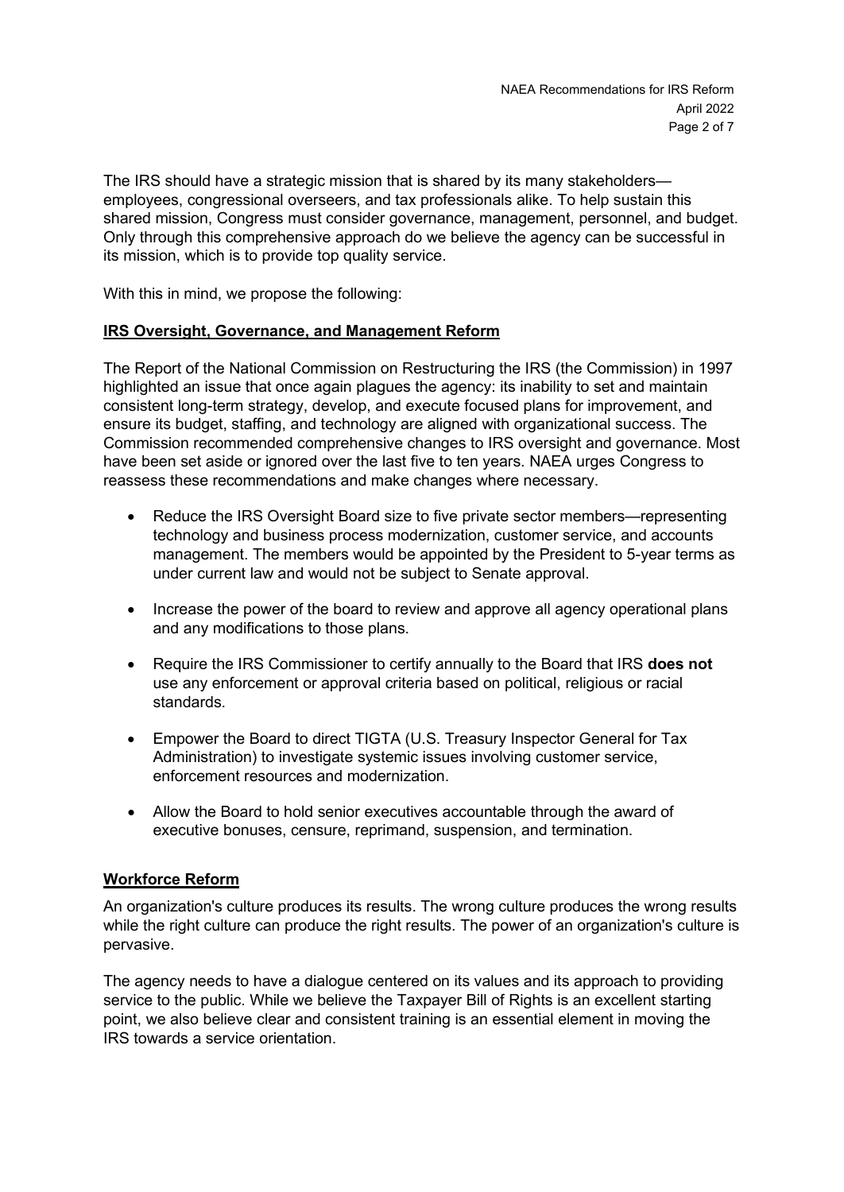The IRS should have a strategic mission that is shared by its many stakeholders—employees, congressional overseers, and tax professionals alike. To help sustain this shared mission, Congress must consider governance, management, personnel, and budget. Only through this comprehensive approach do we believe the agency can be successful in its mission, which is to provide top quality service.

With this in mind, we propose the following:

## IRS Oversight, Governance, and Management Reform

The Report of the National Commission on Restructuring the IRS (the Commission) in 1997 highlighted an issue that once again plagues the agency: its inability to set and maintain consistent long-term strategy, develop, and execute focused plans for improvement, and ensure its budget, staffing, and technology are aligned with organizational success. The Commission recommended comprehensive changes to IRS oversight and governance. Most have been set aside or ignored over the last five to ten years. NAEA urges Congress to reassess these recommendations and make changes where necessary.

- Reduce the IRS Oversight Board size to five private sector members—representing technology and business process modernization, customer service, and accounts management. The members would be appointed by the President to 5-year terms as under current law and would not be subject to Senate approval.
- Increase the power of the board to review and approve all agency operational plans and any modifications to those plans.
- Require the IRS Commissioner to certify annually to the Board that IRS **does not** use any enforcement or approval criteria based on political, religious or racial standards.
- Empower the Board to direct TIGTA (U.S. Treasury Inspector General for Tax Administration) to investigate systemic issues involving customer service, enforcement resources and modernization.
- Allow the Board to hold senior executives accountable through the award of executive bonuses, censure, reprimand, suspension, and termination.

## Workforce Reform

An organization's culture produces its results. The wrong culture produces the wrong results while the right culture can produce the right results. The power of an organization's culture is pervasive.

The agency needs to have a dialogue centered on its values and its approach to providing service to the public. While we believe the Taxpayer Bill of Rights is an excellent starting point, we also believe clear and consistent training is an essential element in moving the IRS towards a service orientation.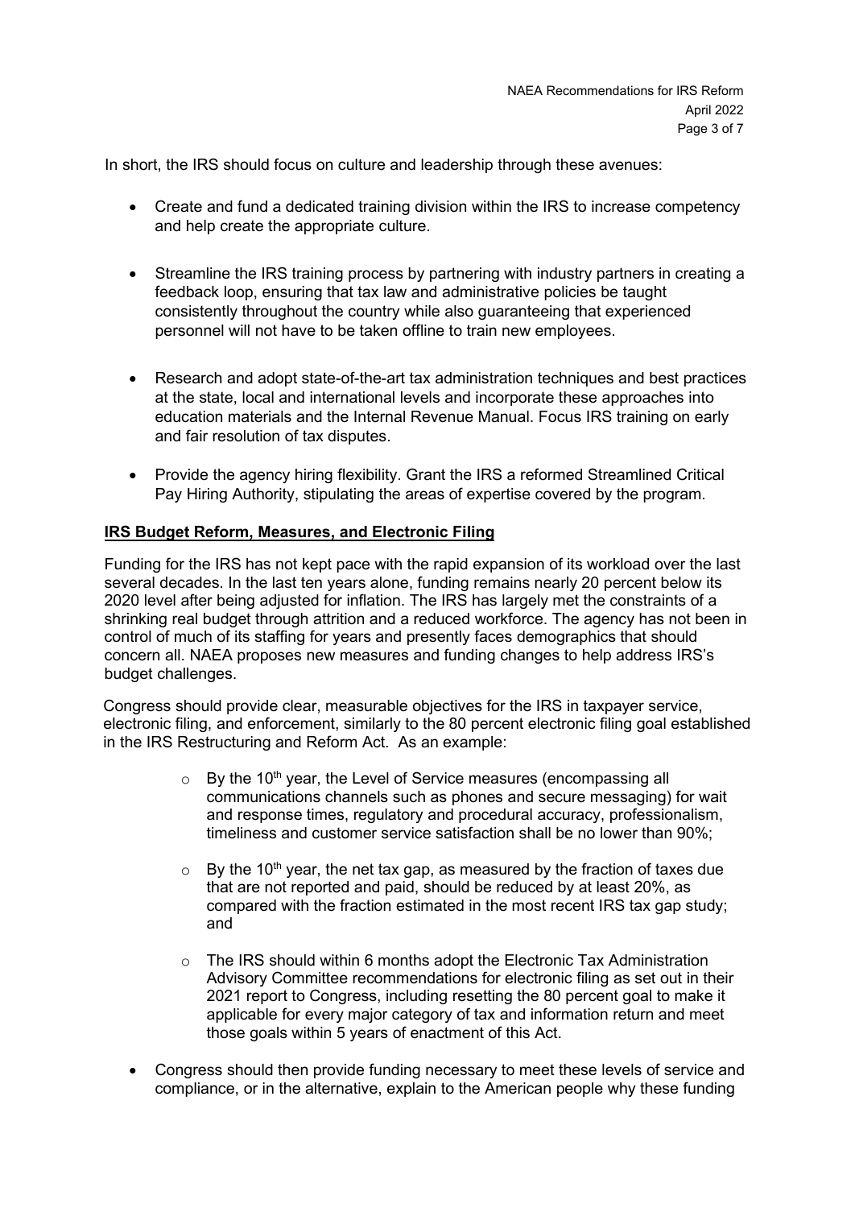In short, the IRS should focus on culture and leadership through these avenues:

- Create and fund a dedicated training division within the IRS to increase competency and help create the appropriate culture.

- Streamline the IRS training process by partnering with industry partners in creating a feedback loop, ensuring that tax law and administrative policies be taught consistently throughout the country while also guaranteeing that experienced personnel will not have to be taken offline to train new employees.

- Research and adopt state-of-the-art tax administration techniques and best practices at the state, local and international levels and incorporate these approaches into education materials and the Internal Revenue Manual. Focus IRS training on early and fair resolution of tax disputes.

- Provide the agency hiring flexibility. Grant the IRS a reformed Streamlined Critical Pay Hiring Authority, stipulating the areas of expertise covered by the program.

## **IRS Budget Reform, Measures, and Electronic Filing**

Funding for the IRS has not kept pace with the rapid expansion of its workload over the last several decades. In the last ten years alone, funding remains nearly 20 percent below its 2020 level after being adjusted for inflation. The IRS has largely met the constraints of a shrinking real budget through attrition and a reduced workforce. The agency has not been in control of much of its staffing for years and presently faces demographics that should concern all. NAEA proposes new measures and funding changes to help address IRS's budget challenges.

Congress should provide clear, measurable objectives for the IRS in taxpayer service, electronic filing, and enforcement, similarly to the 80 percent electronic filing goal established in the IRS Restructuring and Reform Act. As an example:

  - By the 10th year, the Level of Service measures (encompassing all communications channels such as phones and secure messaging) for wait and response times, regulatory and procedural accuracy, professionalism, timeliness and customer service satisfaction shall be no lower than 90%;

  - By the 10th year, the net tax gap, as measured by the fraction of taxes due that are not reported and paid, should be reduced by at least 20%, as compared with the fraction estimated in the most recent IRS tax gap study; and

  - The IRS should within 6 months adopt the Electronic Tax Administration Advisory Committee recommendations for electronic filing as set out in their 2021 report to Congress, including resetting the 80 percent goal to make it applicable for every major category of tax and information return and meet those goals within 5 years of enactment of this Act.

- Congress should then provide funding necessary to meet these levels of service and compliance, or in the alternative, explain to the American people why these funding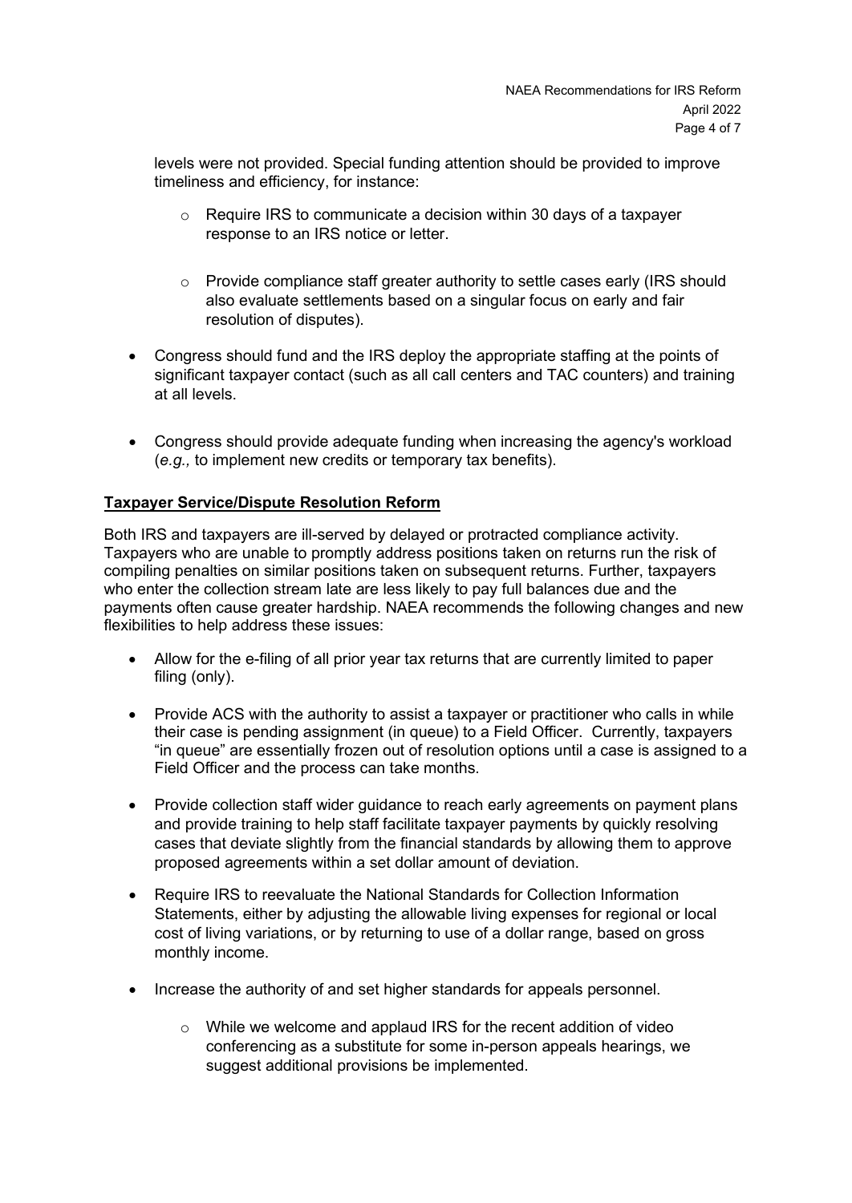levels were not provided. Special funding attention should be provided to improve timeliness and efficiency, for instance:

  - Require IRS to communicate a decision within 30 days of a taxpayer response to an IRS notice or letter.
  - Provide compliance staff greater authority to settle cases early (IRS should also evaluate settlements based on a singular focus on early and fair resolution of disputes).

- Congress should fund and the IRS deploy the appropriate staffing at the points of significant taxpayer contact (such as all call centers and TAC counters) and training at all levels.
- Congress should provide adequate funding when increasing the agency's workload (*e.g.,* to implement new credits or temporary tax benefits).

**Taxpayer Service/Dispute Resolution Reform**

Both IRS and taxpayers are ill-served by delayed or protracted compliance activity. Taxpayers who are unable to promptly address positions taken on returns run the risk of compiling penalties on similar positions taken on subsequent returns. Further, taxpayers who enter the collection stream late are less likely to pay full balances due and the payments often cause greater hardship. NAEA recommends the following changes and new flexibilities to help address these issues:

- Allow for the e-filing of all prior year tax returns that are currently limited to paper filing (only).
- Provide ACS with the authority to assist a taxpayer or practitioner who calls in while their case is pending assignment (in queue) to a Field Officer. Currently, taxpayers "in queue" are essentially frozen out of resolution options until a case is assigned to a Field Officer and the process can take months.
- Provide collection staff wider guidance to reach early agreements on payment plans and provide training to help staff facilitate taxpayer payments by quickly resolving cases that deviate slightly from the financial standards by allowing them to approve proposed agreements within a set dollar amount of deviation.
- Require IRS to reevaluate the National Standards for Collection Information Statements, either by adjusting the allowable living expenses for regional or local cost of living variations, or by returning to use of a dollar range, based on gross monthly income.
- Increase the authority of and set higher standards for appeals personnel.
  - While we welcome and applaud IRS for the recent addition of video conferencing as a substitute for some in-person appeals hearings, we suggest additional provisions be implemented.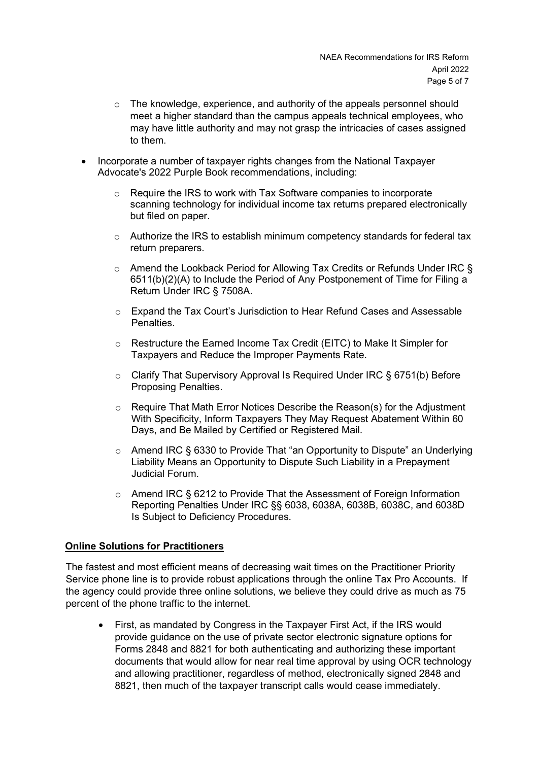- The knowledge, experience, and authority of the appeals personnel should meet a higher standard than the campus appeals technical employees, who may have little authority and may not grasp the intricacies of cases assigned to them.

- Incorporate a number of taxpayer rights changes from the National Taxpayer Advocate's 2022 Purple Book recommendations, including:
  - Require the IRS to work with Tax Software companies to incorporate scanning technology for individual income tax returns prepared electronically but filed on paper.
  - Authorize the IRS to establish minimum competency standards for federal tax return preparers.
  - Amend the Lookback Period for Allowing Tax Credits or Refunds Under IRC § 6511(b)(2)(A) to Include the Period of Any Postponement of Time for Filing a Return Under IRC § 7508A.
  - Expand the Tax Court's Jurisdiction to Hear Refund Cases and Assessable Penalties.
  - Restructure the Earned Income Tax Credit (EITC) to Make It Simpler for Taxpayers and Reduce the Improper Payments Rate.
  - Clarify That Supervisory Approval Is Required Under IRC § 6751(b) Before Proposing Penalties.
  - Require That Math Error Notices Describe the Reason(s) for the Adjustment With Specificity, Inform Taxpayers They May Request Abatement Within 60 Days, and Be Mailed by Certified or Registered Mail.
  - Amend IRC § 6330 to Provide That "an Opportunity to Dispute" an Underlying Liability Means an Opportunity to Dispute Such Liability in a Prepayment Judicial Forum.
  - Amend IRC § 6212 to Provide That the Assessment of Foreign Information Reporting Penalties Under IRC §§ 6038, 6038A, 6038B, 6038C, and 6038D Is Subject to Deficiency Procedures.

## Online Solutions for Practitioners

The fastest and most efficient means of decreasing wait times on the Practitioner Priority Service phone line is to provide robust applications through the online Tax Pro Accounts. If the agency could provide three online solutions, we believe they could drive as much as 75 percent of the phone traffic to the internet.

- First, as mandated by Congress in the Taxpayer First Act, if the IRS would provide guidance on the use of private sector electronic signature options for Forms 2848 and 8821 for both authenticating and authorizing these important documents that would allow for near real time approval by using OCR technology and allowing practitioner, regardless of method, electronically signed 2848 and 8821, then much of the taxpayer transcript calls would cease immediately.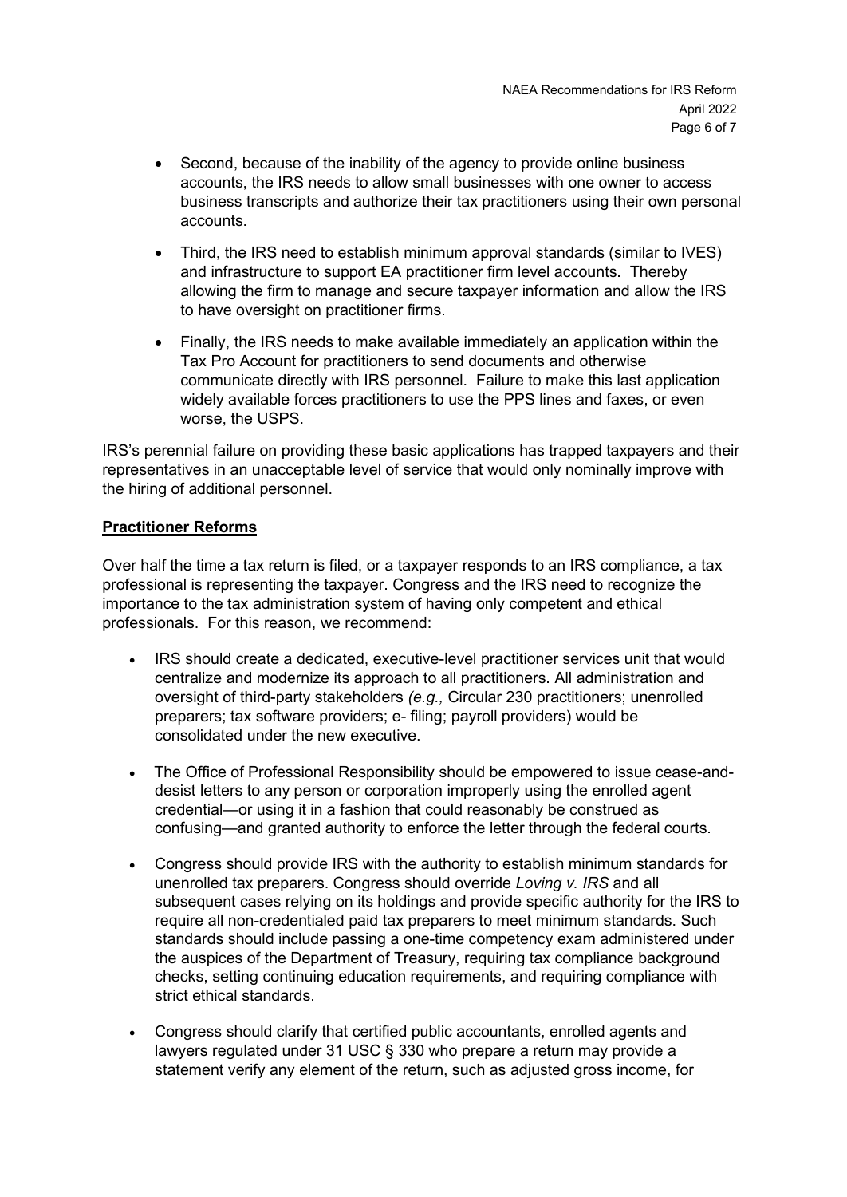- Second, because of the inability of the agency to provide online business accounts, the IRS needs to allow small businesses with one owner to access business transcripts and authorize their tax practitioners using their own personal accounts.
- Third, the IRS need to establish minimum approval standards (similar to IVES) and infrastructure to support EA practitioner firm level accounts. Thereby allowing the firm to manage and secure taxpayer information and allow the IRS to have oversight on practitioner firms.
- Finally, the IRS needs to make available immediately an application within the Tax Pro Account for practitioners to send documents and otherwise communicate directly with IRS personnel. Failure to make this last application widely available forces practitioners to use the PPS lines and faxes, or even worse, the USPS.

IRS's perennial failure on providing these basic applications has trapped taxpayers and their representatives in an unacceptable level of service that would only nominally improve with the hiring of additional personnel.

**Practitioner Reforms**

Over half the time a tax return is filed, or a taxpayer responds to an IRS compliance, a tax professional is representing the taxpayer. Congress and the IRS need to recognize the importance to the tax administration system of having only competent and ethical professionals. For this reason, we recommend:

- IRS should create a dedicated, executive-level practitioner services unit that would centralize and modernize its approach to all practitioners. All administration and oversight of third-party stakeholders *(e.g.,* Circular 230 practitioners; unenrolled preparers; tax software providers; e- filing; payroll providers) would be consolidated under the new executive.
- The Office of Professional Responsibility should be empowered to issue cease-and-desist letters to any person or corporation improperly using the enrolled agent credential—or using it in a fashion that could reasonably be construed as confusing—and granted authority to enforce the letter through the federal courts.
- Congress should provide IRS with the authority to establish minimum standards for unenrolled tax preparers. Congress should override *Loving v. IRS* and all subsequent cases relying on its holdings and provide specific authority for the IRS to require all non-credentialed paid tax preparers to meet minimum standards. Such standards should include passing a one-time competency exam administered under the auspices of the Department of Treasury, requiring tax compliance background checks, setting continuing education requirements, and requiring compliance with strict ethical standards.
- Congress should clarify that certified public accountants, enrolled agents and lawyers regulated under 31 USC § 330 who prepare a return may provide a statement verify any element of the return, such as adjusted gross income, for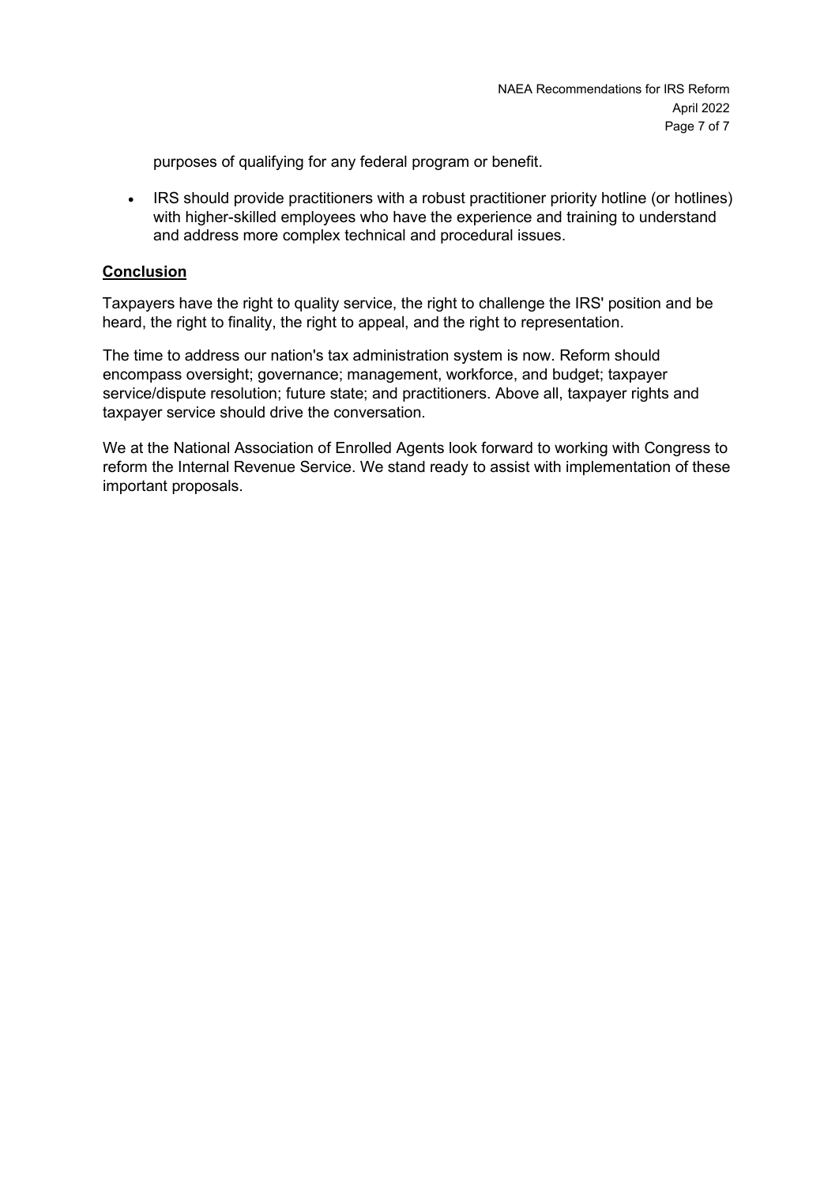purposes of qualifying for any federal program or benefit.

- IRS should provide practitioners with a robust practitioner priority hotline (or hotlines) with higher-skilled employees who have the experience and training to understand and address more complex technical and procedural issues.

## Conclusion

Taxpayers have the right to quality service, the right to challenge the IRS' position and be heard, the right to finality, the right to appeal, and the right to representation.

The time to address our nation's tax administration system is now. Reform should encompass oversight; governance; management, workforce, and budget; taxpayer service/dispute resolution; future state; and practitioners. Above all, taxpayer rights and taxpayer service should drive the conversation.

We at the National Association of Enrolled Agents look forward to working with Congress to reform the Internal Revenue Service. We stand ready to assist with implementation of these important proposals.